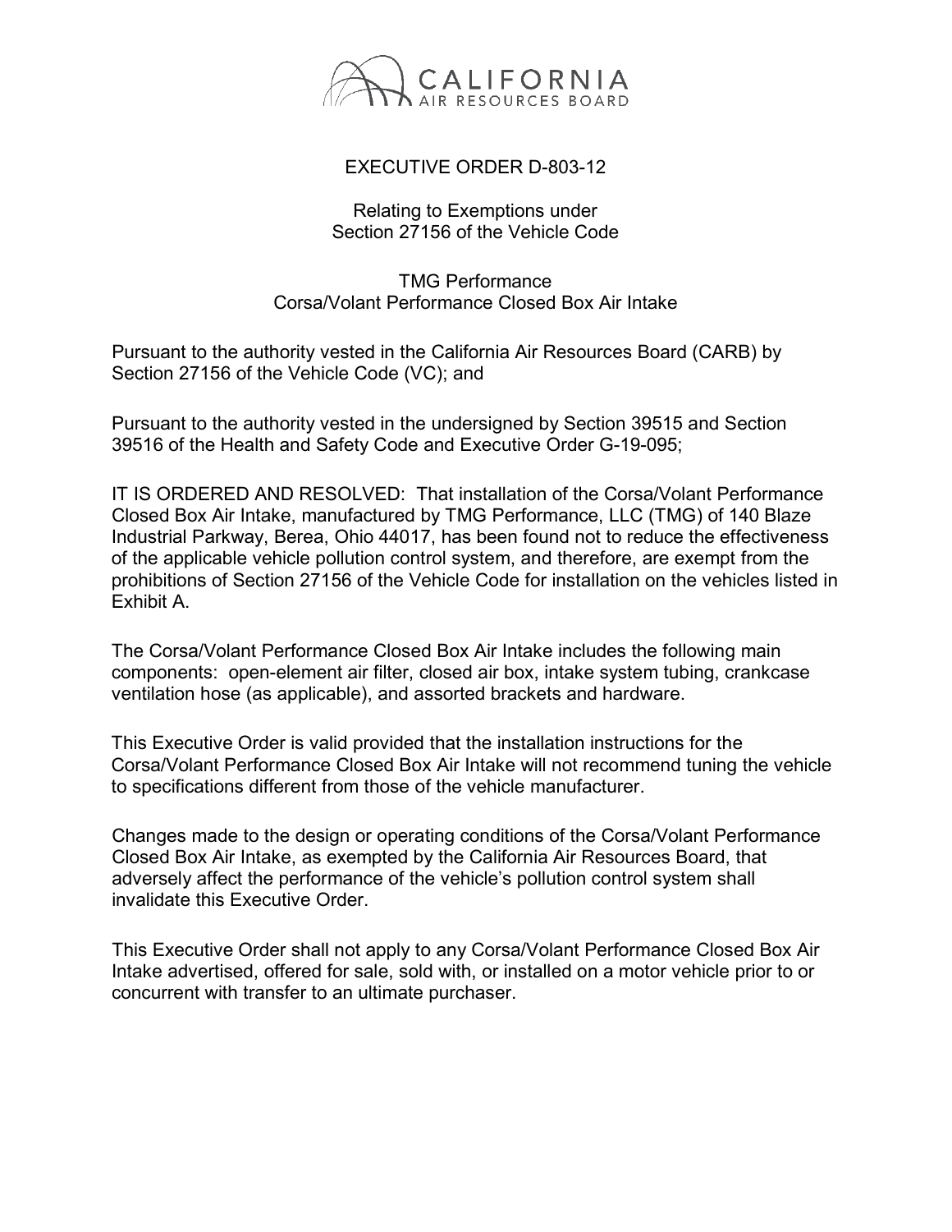CALIFORNIA AIR RESOURCES BOARD

# EXECUTIVE ORDER D-803-12

Relating to Exemptions under
Section 27156 of the Vehicle Code

TMG Performance
Corsa/Volant Performance Closed Box Air Intake

Pursuant to the authority vested in the California Air Resources Board (CARB) by Section 27156 of the Vehicle Code (VC); and

Pursuant to the authority vested in the undersigned by Section 39515 and Section 39516 of the Health and Safety Code and Executive Order G-19-095;

IT IS ORDERED AND RESOLVED: That installation of the Corsa/Volant Performance Closed Box Air Intake, manufactured by TMG Performance, LLC (TMG) of 140 Blaze Industrial Parkway, Berea, Ohio 44017, has been found not to reduce the effectiveness of the applicable vehicle pollution control system, and therefore, are exempt from the prohibitions of Section 27156 of the Vehicle Code for installation on the vehicles listed in Exhibit A.

The Corsa/Volant Performance Closed Box Air Intake includes the following main components: open-element air filter, closed air box, intake system tubing, crankcase ventilation hose (as applicable), and assorted brackets and hardware.

This Executive Order is valid provided that the installation instructions for the Corsa/Volant Performance Closed Box Air Intake will not recommend tuning the vehicle to specifications different from those of the vehicle manufacturer.

Changes made to the design or operating conditions of the Corsa/Volant Performance Closed Box Air Intake, as exempted by the California Air Resources Board, that adversely affect the performance of the vehicle's pollution control system shall invalidate this Executive Order.

This Executive Order shall not apply to any Corsa/Volant Performance Closed Box Air Intake advertised, offered for sale, sold with, or installed on a motor vehicle prior to or concurrent with transfer to an ultimate purchaser.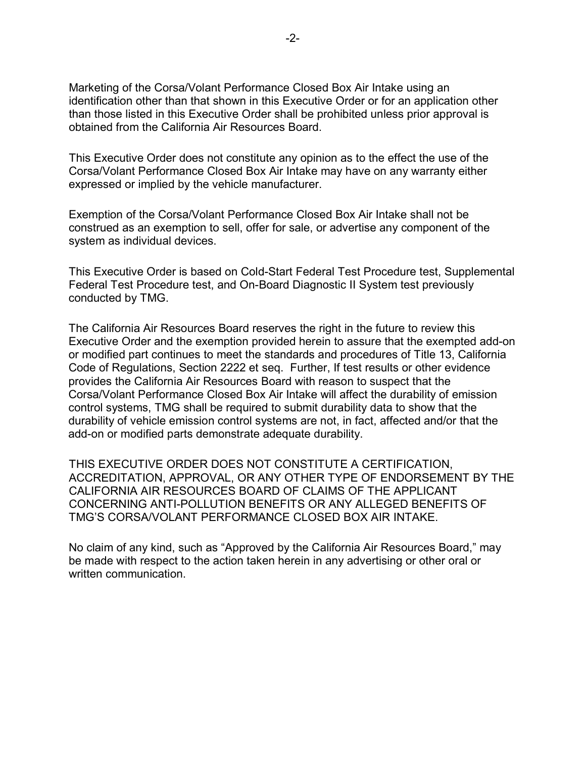Marketing of the Corsa/Volant Performance Closed Box Air Intake using an identification other than that shown in this Executive Order or for an application other than those listed in this Executive Order shall be prohibited unless prior approval is obtained from the California Air Resources Board.

This Executive Order does not constitute any opinion as to the effect the use of the Corsa/Volant Performance Closed Box Air Intake may have on any warranty either expressed or implied by the vehicle manufacturer.

Exemption of the Corsa/Volant Performance Closed Box Air Intake shall not be construed as an exemption to sell, offer for sale, or advertise any component of the system as individual devices.

This Executive Order is based on Cold-Start Federal Test Procedure test, Supplemental Federal Test Procedure test, and On-Board Diagnostic II System test previously conducted by TMG.

The California Air Resources Board reserves the right in the future to review this Executive Order and the exemption provided herein to assure that the exempted add-on or modified part continues to meet the standards and procedures of Title 13, California Code of Regulations, Section 2222 et seq. Further, If test results or other evidence provides the California Air Resources Board with reason to suspect that the Corsa/Volant Performance Closed Box Air Intake will affect the durability of emission control systems, TMG shall be required to submit durability data to show that the durability of vehicle emission control systems are not, in fact, affected and/or that the add-on or modified parts demonstrate adequate durability.

THIS EXECUTIVE ORDER DOES NOT CONSTITUTE A CERTIFICATION, ACCREDITATION, APPROVAL, OR ANY OTHER TYPE OF ENDORSEMENT BY THE CALIFORNIA AIR RESOURCES BOARD OF CLAIMS OF THE APPLICANT CONCERNING ANTI-POLLUTION BENEFITS OR ANY ALLEGED BENEFITS OF TMG'S CORSA/VOLANT PERFORMANCE CLOSED BOX AIR INTAKE.

No claim of any kind, such as "Approved by the California Air Resources Board," may be made with respect to the action taken herein in any advertising or other oral or written communication.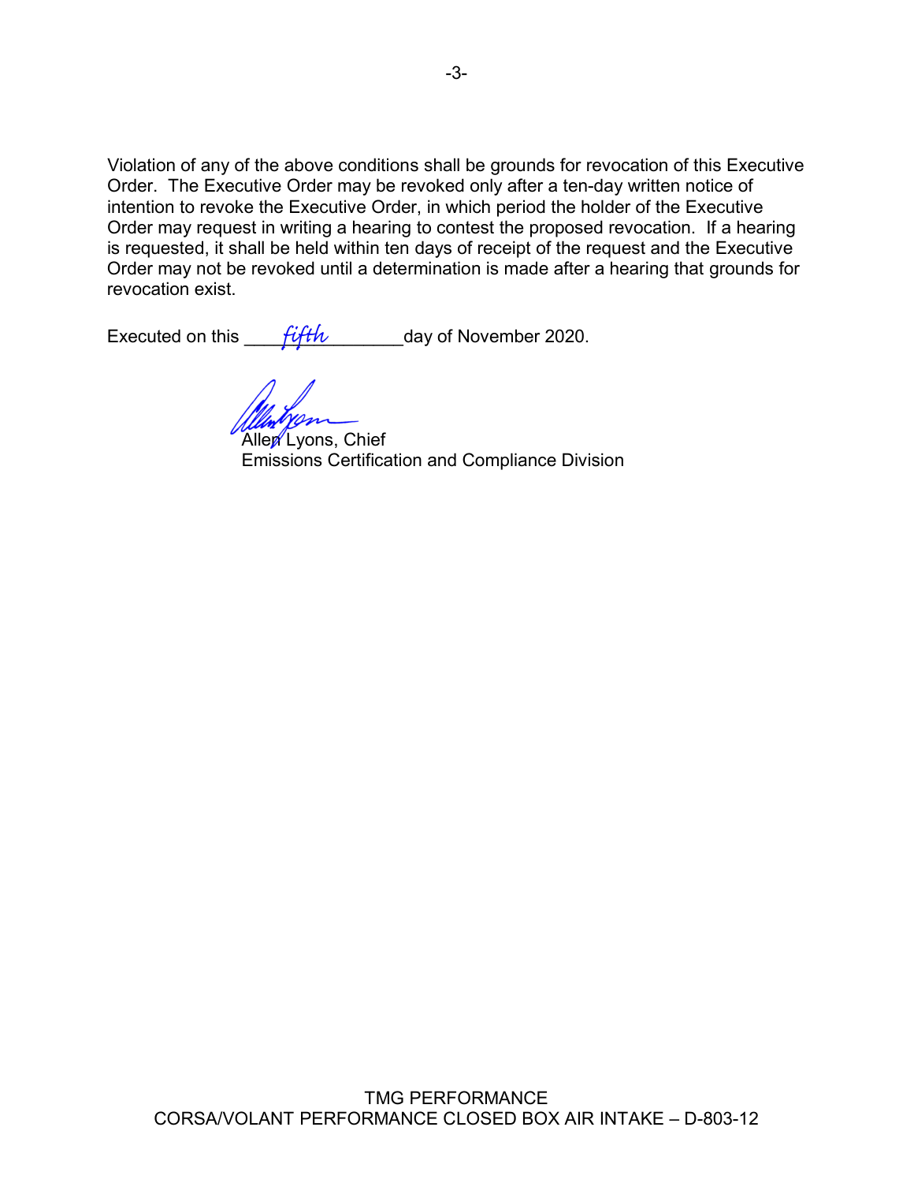Violation of any of the above conditions shall be grounds for revocation of this Executive Order. The Executive Order may be revoked only after a ten-day written notice of intention to revoke the Executive Order, in which period the holder of the Executive Order may request in writing a hearing to contest the proposed revocation. If a hearing is requested, it shall be held within ten days of receipt of the request and the Executive Order may not be revoked until a determination is made after a hearing that grounds for revocation exist.

Executed on this ____*fifth*________ day of November 2020.

Allen Lyons, Chief
Emissions Certification and Compliance Division

TMG PERFORMANCE
CORSA/VOLANT PERFORMANCE CLOSED BOX AIR INTAKE – D-803-12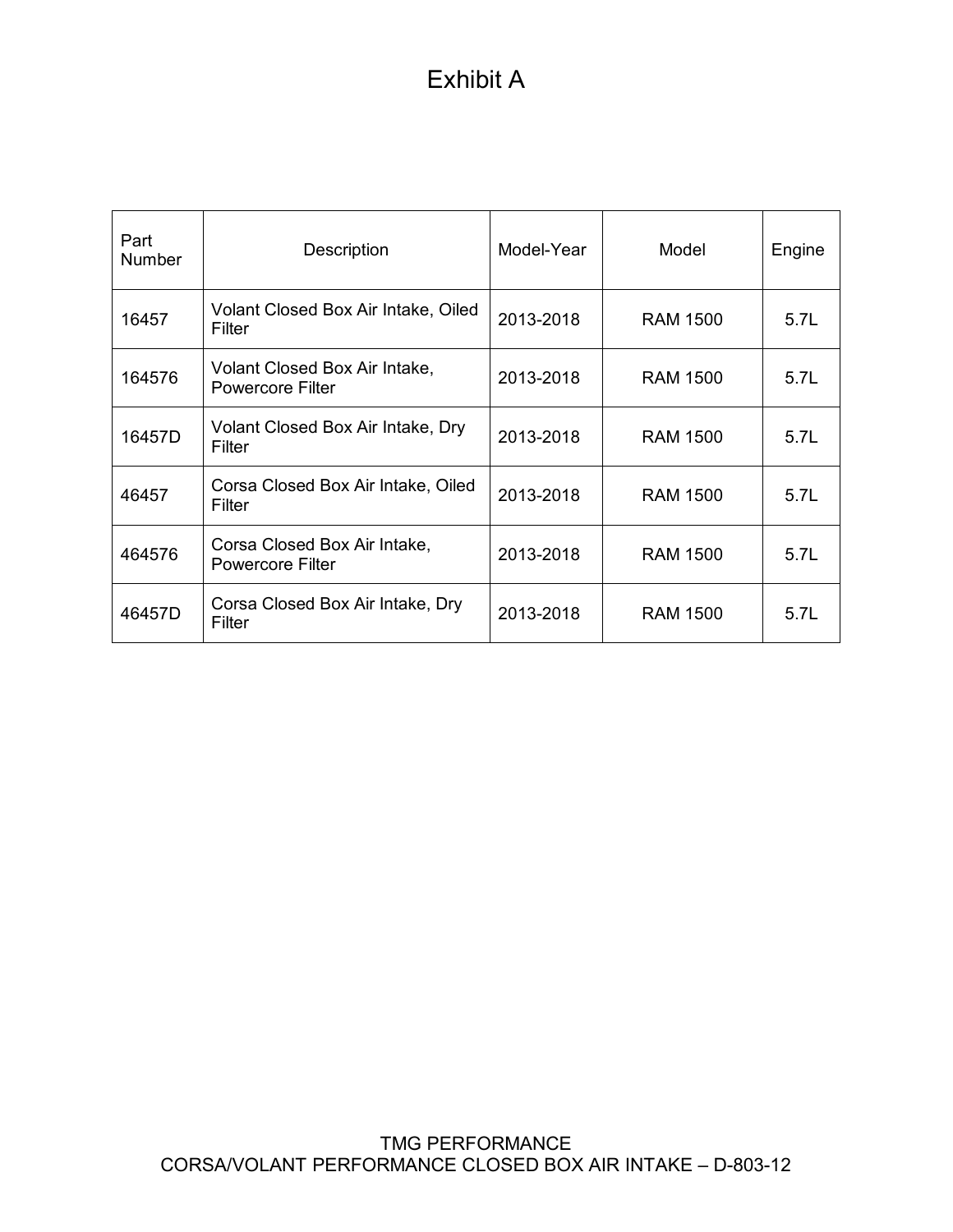# Exhibit A

| Part Number | Description | Model-Year | Model | Engine |
|---|---|---|---|---|
| 16457 | Volant Closed Box Air Intake, Oiled Filter | 2013-2018 | RAM 1500 | 5.7L |
| 164576 | Volant Closed Box Air Intake, Powercore Filter | 2013-2018 | RAM 1500 | 5.7L |
| 16457D | Volant Closed Box Air Intake, Dry Filter | 2013-2018 | RAM 1500 | 5.7L |
| 46457 | Corsa Closed Box Air Intake, Oiled Filter | 2013-2018 | RAM 1500 | 5.7L |
| 464576 | Corsa Closed Box Air Intake, Powercore Filter | 2013-2018 | RAM 1500 | 5.7L |
| 46457D | Corsa Closed Box Air Intake, Dry Filter | 2013-2018 | RAM 1500 | 5.7L |